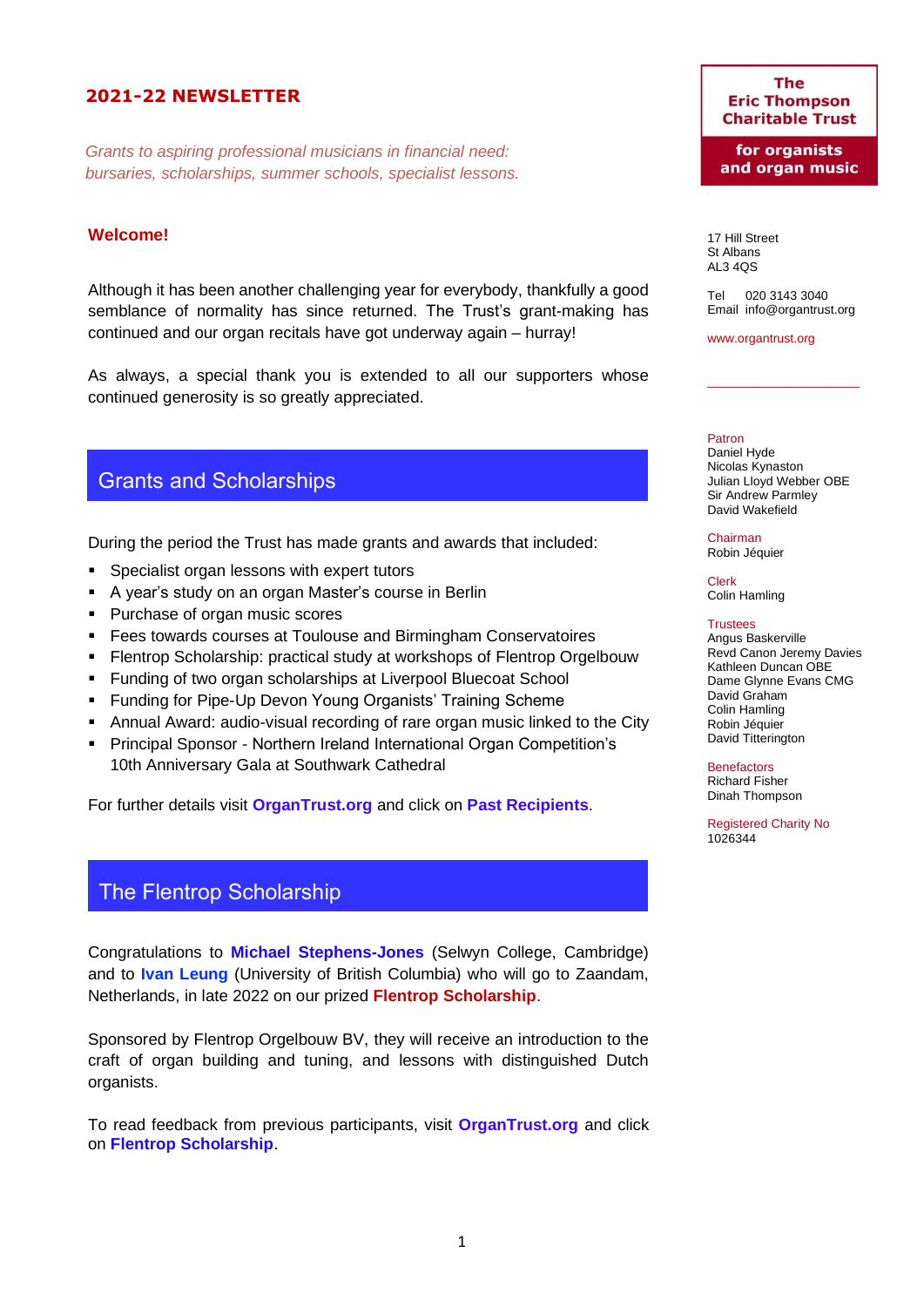# 2021-22 NEWSLETTER

*Grants to aspiring professional musicians in financial need: bursaries, scholarships, summer schools, specialist lessons.*

**The Eric Thompson Charitable Trust**
**for organists and organ music**

17 Hill Street
St Albans
AL3 4QS

Tel 020 3143 3040
Email info@organtrust.org

www.organtrust.org

Patron
Daniel Hyde
Nicolas Kynaston
Julian Lloyd Webber OBE
Sir Andrew Parmley
David Wakefield

Chairman
Robin Jéquier

Clerk
Colin Hamling

Trustees
Angus Baskerville
Revd Canon Jeremy Davies
Kathleen Duncan OBE
Dame Glynne Evans CMG
David Graham
Colin Hamling
Robin Jéquier
David Titterington

Benefactors
Richard Fisher
Dinah Thompson

Registered Charity No
1026344

## Welcome!

Although it has been another challenging year for everybody, thankfully a good semblance of normality has since returned. The Trust's grant-making has continued and our organ recitals have got underway again – hurray!

As always, a special thank you is extended to all our supporters whose continued generosity is so greatly appreciated.

## Grants and Scholarships

During the period the Trust has made grants and awards that included:

- Specialist organ lessons with expert tutors
- A year's study on an organ Master's course in Berlin
- Purchase of organ music scores
- Fees towards courses at Toulouse and Birmingham Conservatoires
- Flentrop Scholarship: practical study at workshops of Flentrop Orgelbouw
- Funding of two organ scholarships at Liverpool Bluecoat School
- Funding for Pipe-Up Devon Young Organists' Training Scheme
- Annual Award: audio-visual recording of rare organ music linked to the City
- Principal Sponsor - Northern Ireland International Organ Competition's 10th Anniversary Gala at Southwark Cathedral

For further details visit **OrganTrust.org** and click on **Past Recipients**.

## The Flentrop Scholarship

Congratulations to **Michael Stephens-Jones** (Selwyn College, Cambridge) and to **Ivan Leung** (University of British Columbia) who will go to Zaandam, Netherlands, in late 2022 on our prized **Flentrop Scholarship**.

Sponsored by Flentrop Orgelbouw BV, they will receive an introduction to the craft of organ building and tuning, and lessons with distinguished Dutch organists.

To read feedback from previous participants, visit **OrganTrust.org** and click on **Flentrop Scholarship**.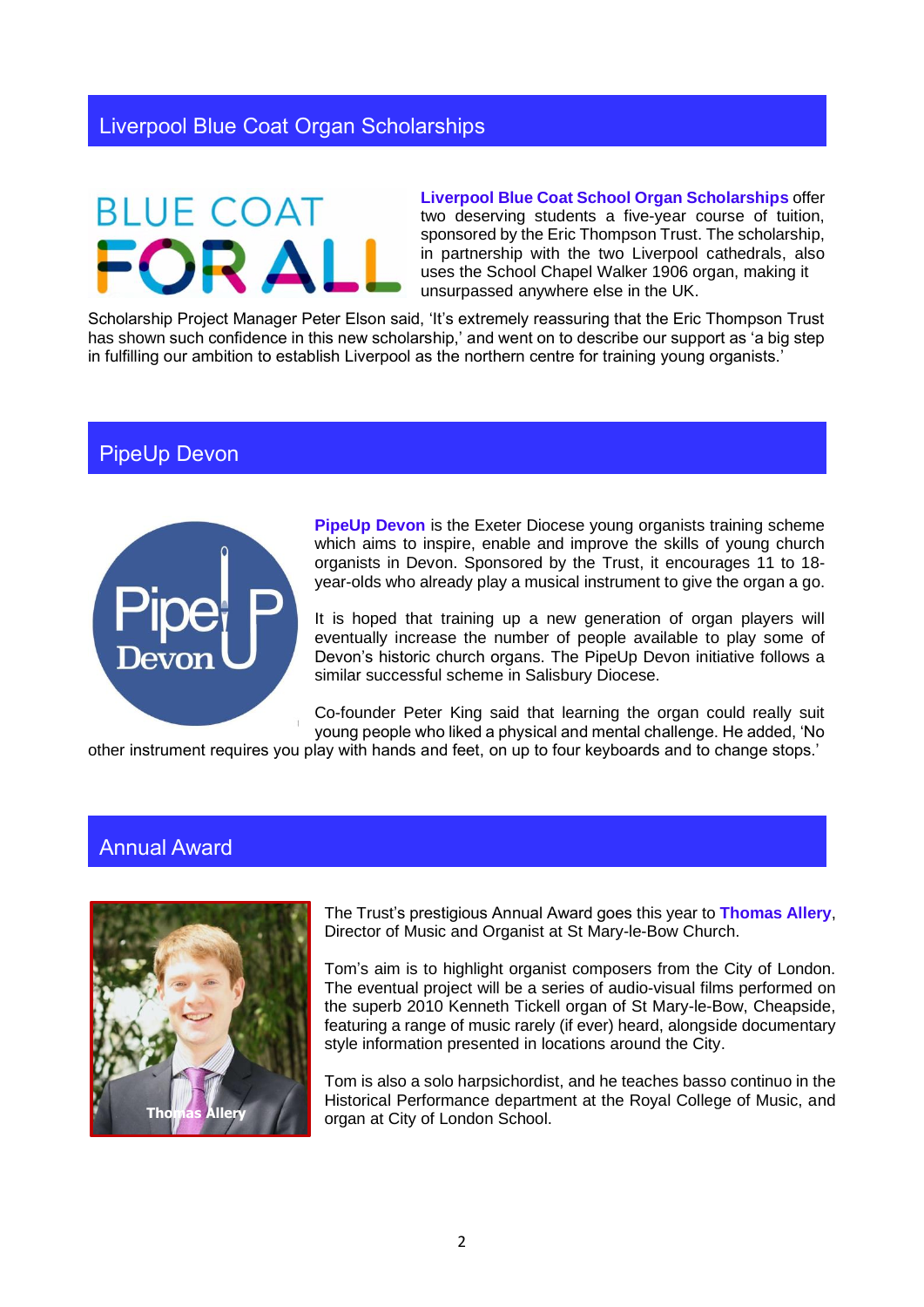## Liverpool Blue Coat Organ Scholarships

**Liverpool Blue Coat School Organ Scholarships** offer two deserving students a five-year course of tuition, sponsored by the Eric Thompson Trust. The scholarship, in partnership with the two Liverpool cathedrals, also uses the School Chapel Walker 1906 organ, making it unsurpassed anywhere else in the UK.

Scholarship Project Manager Peter Elson said, 'It's extremely reassuring that the Eric Thompson Trust has shown such confidence in this new scholarship,' and went on to describe our support as 'a big step in fulfilling our ambition to establish Liverpool as the northern centre for training young organists.'

## PipeUp Devon

**PipeUp Devon** is the Exeter Diocese young organists training scheme which aims to inspire, enable and improve the skills of young church organists in Devon. Sponsored by the Trust, it encourages 11 to 18-year-olds who already play a musical instrument to give the organ a go.

It is hoped that training up a new generation of organ players will eventually increase the number of people available to play some of Devon's historic church organs. The PipeUp Devon initiative follows a similar successful scheme in Salisbury Diocese.

Co-founder Peter King said that learning the organ could really suit young people who liked a physical and mental challenge. He added, 'No other instrument requires you play with hands and feet, on up to four keyboards and to change stops.'

## Annual Award

The Trust's prestigious Annual Award goes this year to **Thomas Allery**, Director of Music and Organist at St Mary-le-Bow Church.

Tom's aim is to highlight organist composers from the City of London. The eventual project will be a series of audio-visual films performed on the superb 2010 Kenneth Tickell organ of St Mary-le-Bow, Cheapside, featuring a range of music rarely (if ever) heard, alongside documentary style information presented in locations around the City.

Tom is also a solo harpsichordist, and he teaches basso continuo in the Historical Performance department at the Royal College of Music, and organ at City of London School.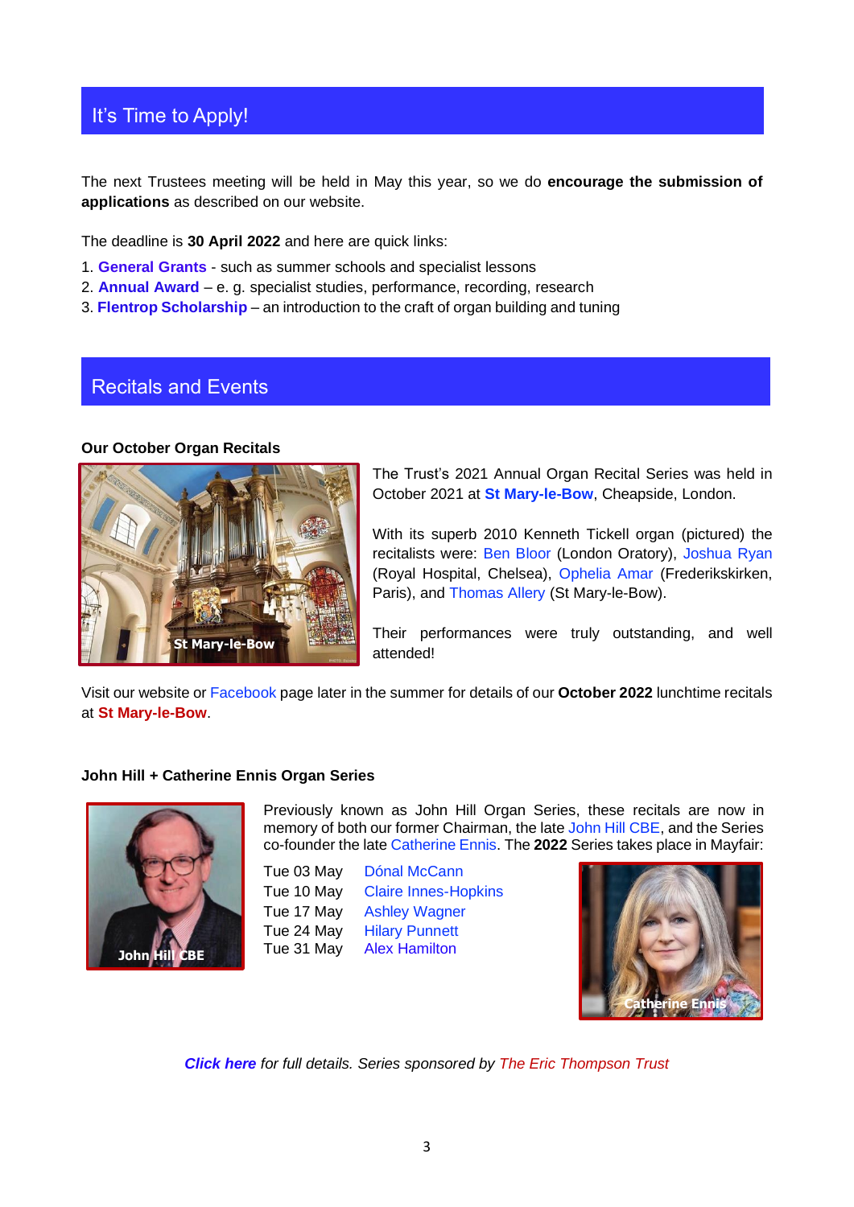## It's Time to Apply!

The next Trustees meeting will be held in May this year, so we do **encourage the submission of applications** as described on our website.

The deadline is **30 April 2022** and here are quick links:

1. **General Grants** - such as summer schools and specialist lessons
2. **Annual Award** – e. g. specialist studies, performance, recording, research
3. **Flentrop Scholarship** – an introduction to the craft of organ building and tuning

## Recitals and Events

### Our October Organ Recitals

St Mary-le-Bow

The Trust's 2021 Annual Organ Recital Series was held in October 2021 at **St Mary-le-Bow**, Cheapside, London.

With its superb 2010 Kenneth Tickell organ (pictured) the recitalists were: Ben Bloor (London Oratory), Joshua Ryan (Royal Hospital, Chelsea), Ophelia Amar (Frederikskirken, Paris), and Thomas Allery (St Mary-le-Bow).

Their performances were truly outstanding, and well attended!

Visit our website or Facebook page later in the summer for details of our **October 2022** lunchtime recitals at **St Mary-le-Bow**.

### John Hill + Catherine Ennis Organ Series

John Hill CBE

Previously known as John Hill Organ Series, these recitals are now in memory of both our former Chairman, the late John Hill CBE, and the Series co-founder the late Catherine Ennis. The **2022** Series takes place in Mayfair:

Tue 03 May – Dónal McCann
Tue 10 May – Claire Innes-Hopkins
Tue 17 May – Ashley Wagner
Tue 24 May – Hilary Punnett
Tue 31 May – Alex Hamilton

Catherine Ennis

***Click here*** *for full details. Series sponsored by The Eric Thompson Trust*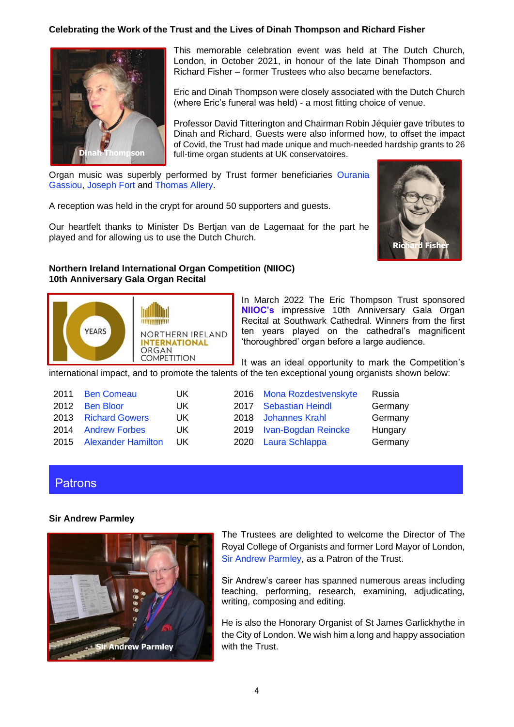### Celebrating the Work of the Trust and the Lives of Dinah Thompson and Richard Fisher

Dinah Thompson

This memorable celebration event was held at The Dutch Church, London, in October 2021, in honour of the late Dinah Thompson and Richard Fisher – former Trustees who also became benefactors.

Eric and Dinah Thompson were closely associated with the Dutch Church (where Eric's funeral was held) - a most fitting choice of venue.

Professor David Titterington and Chairman Robin Jéquier gave tributes to Dinah and Richard. Guests were also informed how, to offset the impact of Covid, the Trust had made unique and much-needed hardship grants to 26 full-time organ students at UK conservatoires.

Organ music was superbly performed by Trust former beneficiaries Ourania Gassiou, Joseph Fort and Thomas Allery.

A reception was held in the crypt for around 50 supporters and guests.

Our heartfelt thanks to Minister Ds Bertjan van de Lagemaat for the part he played and for allowing us to use the Dutch Church.

Richard Fisher

### Northern Ireland International Organ Competition (NIIOC)
### 10th Anniversary Gala Organ Recital

10 YEARS NORTHERN IRELAND INTERNATIONAL ORGAN COMPETITION

In March 2022 The Eric Thompson Trust sponsored **NIIOC's** impressive 10th Anniversary Gala Organ Recital at Southwark Cathedral. Winners from the first ten years played on the cathedral's magnificent 'thoroughbred' organ before a large audience.

It was an ideal opportunity to mark the Competition's international impact, and to promote the talents of the ten exceptional young organists shown below:

| | | | | | |
|---|---|---|---|---|---|
| 2011 | Ben Comeau | UK | 2016 | Mona Rozdestvenskyte | Russia |
| 2012 | Ben Bloor | UK | 2017 | Sebastian Heindl | Germany |
| 2013 | Richard Gowers | UK | 2018 | Johannes Krahl | Germany |
| 2014 | Andrew Forbes | UK | 2019 | Ivan-Bogdan Reincke | Hungary |
| 2015 | Alexander Hamilton | UK | 2020 | Laura Schlappa | Germany |

## Patrons

### Sir Andrew Parmley

Sir Andrew Parmley

The Trustees are delighted to welcome the Director of The Royal College of Organists and former Lord Mayor of London, Sir Andrew Parmley, as a Patron of the Trust.

Sir Andrew's career has spanned numerous areas including teaching, performing, research, examining, adjudicating, writing, composing and editing.

He is also the Honorary Organist of St James Garlickhythe in the City of London. We wish him a long and happy association with the Trust.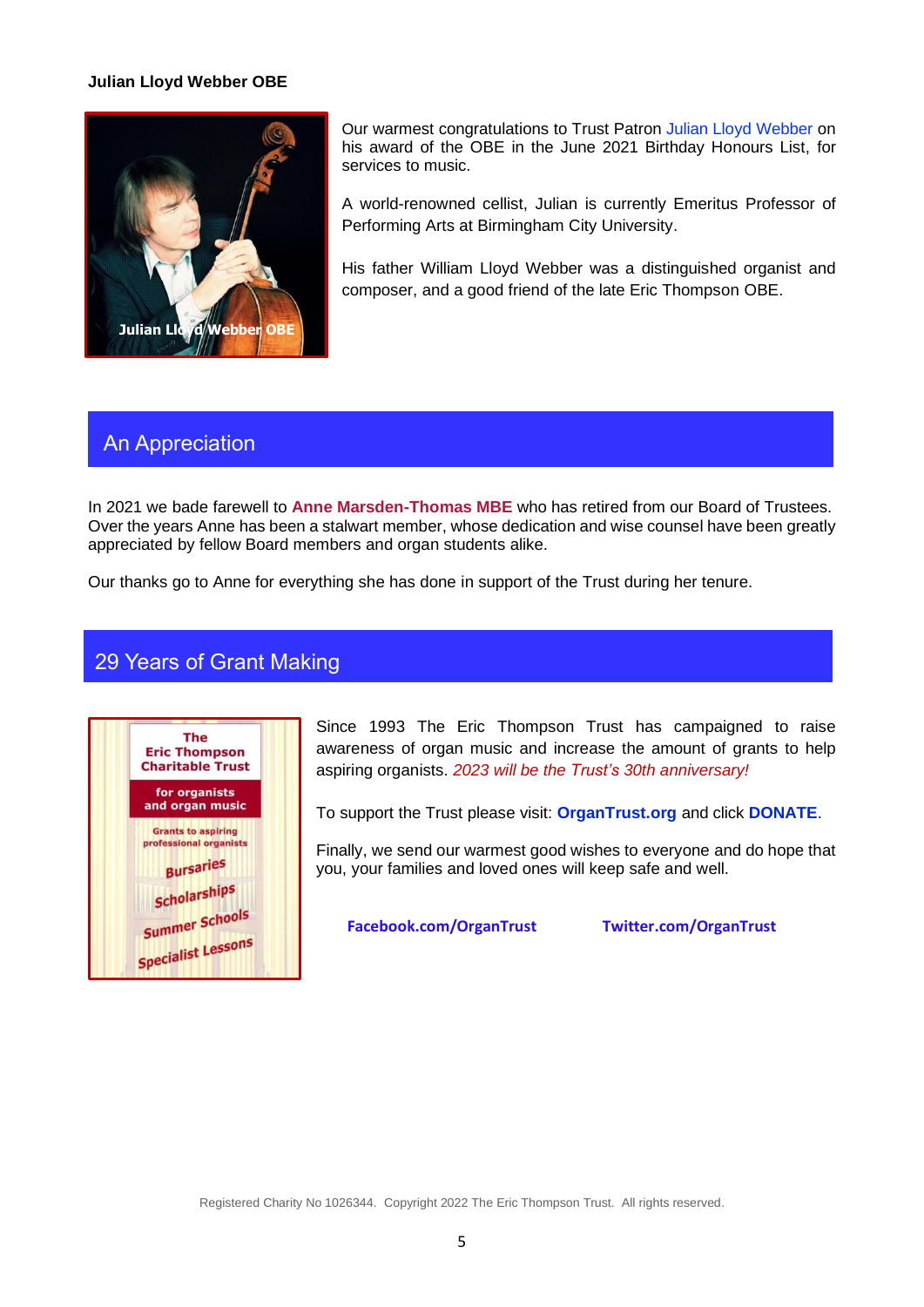**Julian Lloyd Webber OBE**

Our warmest congratulations to Trust Patron Julian Lloyd Webber on his award of the OBE in the June 2021 Birthday Honours List, for services to music.

A world-renowned cellist, Julian is currently Emeritus Professor of Performing Arts at Birmingham City University.

His father William Lloyd Webber was a distinguished organist and composer, and a good friend of the late Eric Thompson OBE.

## An Appreciation

In 2021 we bade farewell to **Anne Marsden-Thomas MBE** who has retired from our Board of Trustees. Over the years Anne has been a stalwart member, whose dedication and wise counsel have been greatly appreciated by fellow Board members and organ students alike.

Our thanks go to Anne for everything she has done in support of the Trust during her tenure.

## 29 Years of Grant Making

Since 1993 The Eric Thompson Trust has campaigned to raise awareness of organ music and increase the amount of grants to help aspiring organists. *2023 will be the Trust's 30th anniversary!*

To support the Trust please visit: **OrganTrust.org** and click **DONATE**.

Finally, we send our warmest good wishes to everyone and do hope that you, your families and loved ones will keep safe and well.

**Facebook.com/OrganTrust** **Twitter.com/OrganTrust**

Registered Charity No 1026344. Copyright 2022 The Eric Thompson Trust. All rights reserved.